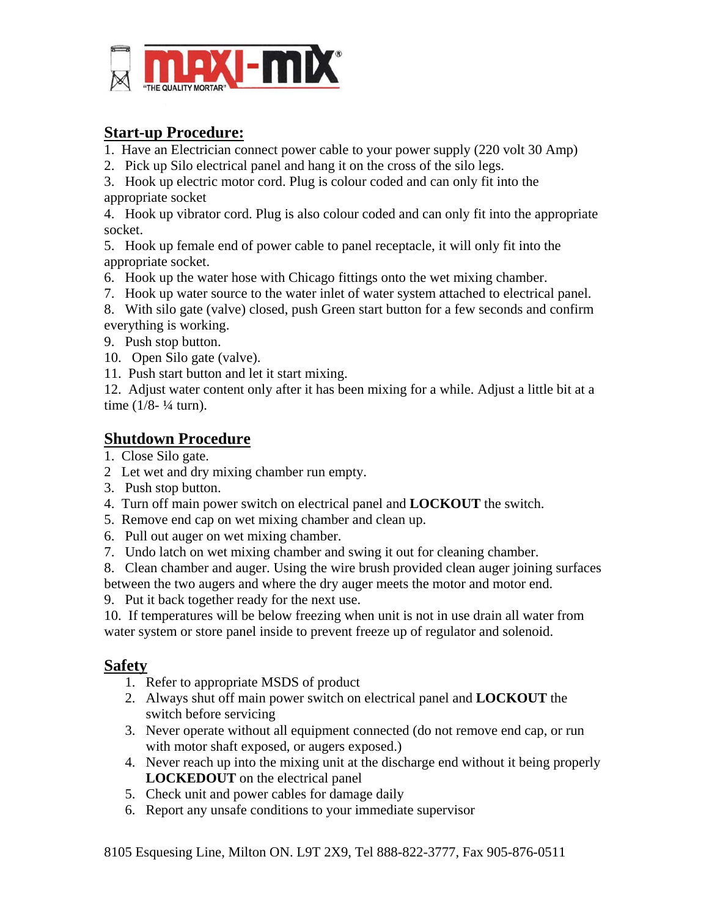MAXI-MIX® "THE QUALITY MORTAR"

## Start-up Procedure:

1. Have an Electrician connect power cable to your power supply (220 volt 30 Amp)
2. Pick up Silo electrical panel and hang it on the cross of the silo legs.
3. Hook up electric motor cord. Plug is colour coded and can only fit into the appropriate socket
4. Hook up vibrator cord. Plug is also colour coded and can only fit into the appropriate socket.
5. Hook up female end of power cable to panel receptacle, it will only fit into the appropriate socket.
6. Hook up the water hose with Chicago fittings onto the wet mixing chamber.
7. Hook up water source to the water inlet of water system attached to electrical panel.
8. With silo gate (valve) closed, push Green start button for a few seconds and confirm everything is working.
9. Push stop button.
10. Open Silo gate (valve).
11. Push start button and let it start mixing.
12. Adjust water content only after it has been mixing for a while. Adjust a little bit at a time (1/8- ¼ turn).

## Shutdown Procedure

1. Close Silo gate.
2. Let wet and dry mixing chamber run empty.
3. Push stop button.
4. Turn off main power switch on electrical panel and **LOCKOUT** the switch.
5. Remove end cap on wet mixing chamber and clean up.
6. Pull out auger on wet mixing chamber.
7. Undo latch on wet mixing chamber and swing it out for cleaning chamber.
8. Clean chamber and auger. Using the wire brush provided clean auger joining surfaces between the two augers and where the dry auger meets the motor and motor end.
9. Put it back together ready for the next use.
10. If temperatures will be below freezing when unit is not in use drain all water from water system or store panel inside to prevent freeze up of regulator and solenoid.

## Safety

1. Refer to appropriate MSDS of product
2. Always shut off main power switch on electrical panel and **LOCKOUT** the switch before servicing
3. Never operate without all equipment connected (do not remove end cap, or run with motor shaft exposed, or augers exposed.)
4. Never reach up into the mixing unit at the discharge end without it being properly **LOCKEDOUT** on the electrical panel
5. Check unit and power cables for damage daily
6. Report any unsafe conditions to your immediate supervisor

8105 Esquesing Line, Milton ON. L9T 2X9, Tel 888-822-3777, Fax 905-876-0511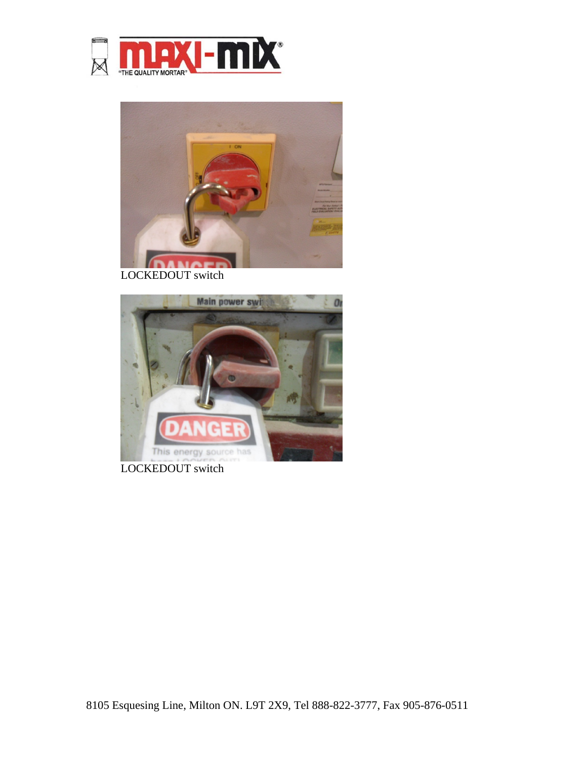LOCKEDOUT switch

LOCKEDOUT switch